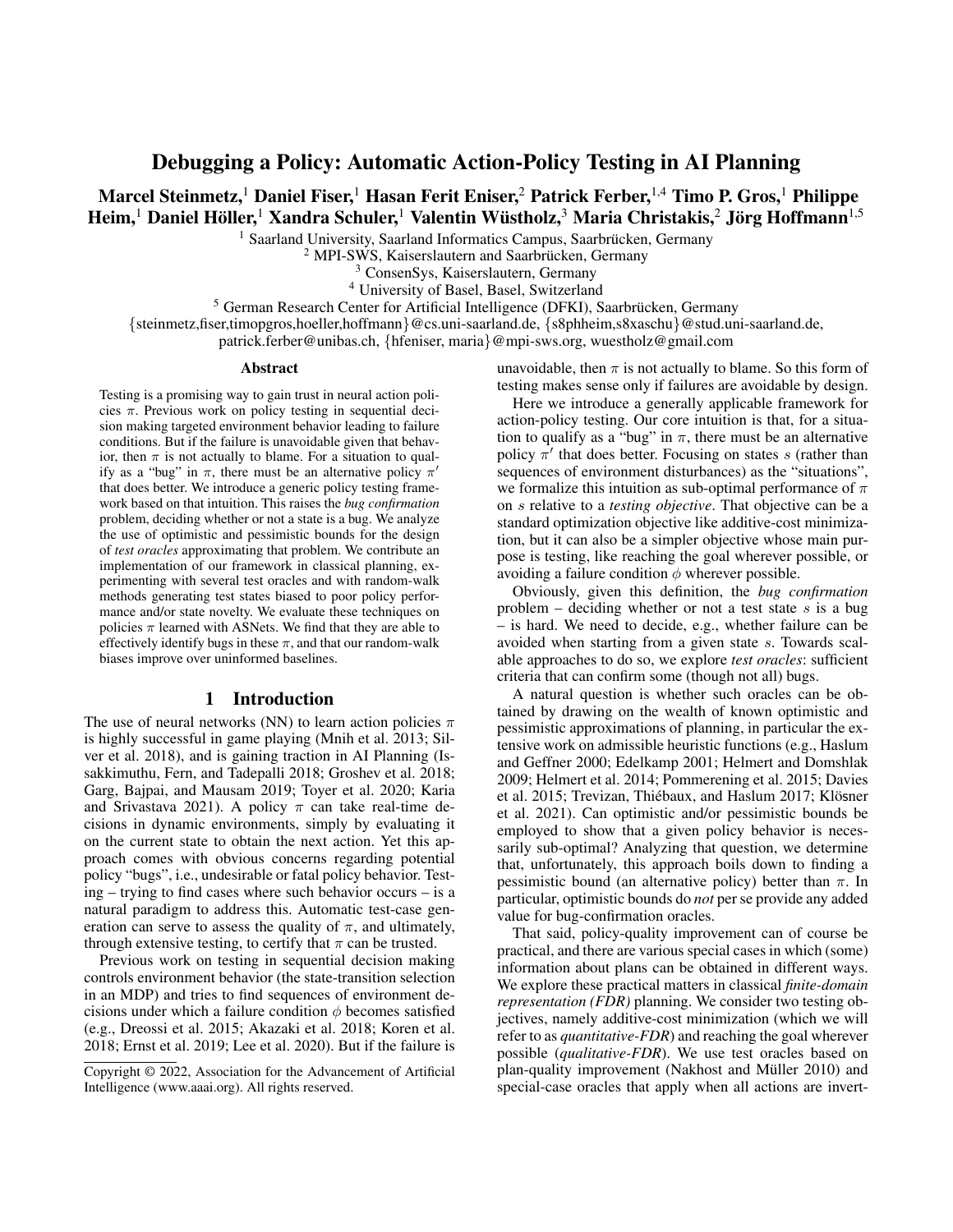# Debugging a Policy: Automatic Action-Policy Testing in AI Planning

**Marcel Steinmetz,[1] Daniel Fiser,[1] Hasan Ferit Eniser,[2] Patrick Ferber,[1,4] Timo P. Gros,[1] Philippe Heim,[1] Daniel Höller,[1] Xandra Schuler,[1] Valentin Wüstholz,[3] Maria Christakis,[2] Jörg Hoffmann[1,5]**

[1] Saarland University, Saarland Informatics Campus, Saarbrücken, Germany
[2] MPI-SWS, Kaiserslautern and Saarbrücken, Germany
[3] ConsenSys, Kaiserslautern, Germany
[4] University of Basel, Basel, Switzerland
[5] German Research Center for Artificial Intelligence (DFKI), Saarbrücken, Germany

{steinmetz,fiser,timopgros,hoeller,hoffmann}@cs.uni-saarland.de, {s8phheim,s8xaschu}@stud.uni-saarland.de, patrick.ferber@unibas.ch, {hfeniser, maria}@mpi-sws.org, wuestholz@gmail.com

## Abstract

Testing is a promising way to gain trust in neural action policies $\pi$. Previous work on policy testing in sequential decision making targeted environment behavior leading to failure conditions. But if the failure is unavoidable given that behavior, then $\pi$ is not actually to blame. For a situation to qualify as a "bug" in $\pi$, there must be an alternative policy $\pi'$ that does better. We introduce a generic policy testing framework based on that intuition. This raises the *bug confirmation* problem, deciding whether or not a state is a bug. We analyze the use of optimistic and pessimistic bounds for the design of *test oracles* approximating that problem. We contribute an implementation of our framework in classical planning, experimenting with several test oracles and with random-walk methods generating test states biased to poor policy performance and/or state novelty. We evaluate these techniques on policies $\pi$ learned with ASNets. We find that they are able to effectively identify bugs in these $\pi$, and that our random-walk biases improve over uninformed baselines.

## 1 Introduction

The use of neural networks (NN) to learn action policies $\pi$ is highly successful in game playing (Mnih et al. 2013; Silver et al. 2018), and is gaining traction in AI Planning (Issakkimuthu, Fern, and Tadepalli 2018; Groshev et al. 2018; Garg, Bajpai, and Mausam 2019; Toyer et al. 2020; Karia and Srivastava 2021). A policy $\pi$ can take real-time decisions in dynamic environments, simply by evaluating it on the current state to obtain the next action. Yet this approach comes with obvious concerns regarding potential policy "bugs", i.e., undesirable or fatal policy behavior. Testing – trying to find cases where such behavior occurs – is a natural paradigm to address this. Automatic test-case generation can serve to assess the quality of $\pi$, and ultimately, through extensive testing, to certify that $\pi$ can be trusted.

Previous work on testing in sequential decision making controls environment behavior (the state-transition selection in an MDP) and tries to find sequences of environment decisions under which a failure condition $\phi$ becomes satisfied (e.g., Dreossi et al. 2015; Akazaki et al. 2018; Koren et al. 2018; Ernst et al. 2019; Lee et al. 2020). But if the failure is unavoidable, then $\pi$ is not actually to blame. So this form of testing makes sense only if failures are avoidable by design.

Here we introduce a generally applicable framework for action-policy testing. Our core intuition is that, for a situation to qualify as a "bug" in $\pi$, there must be an alternative policy $\pi'$ that does better. Focusing on states $s$ (rather than sequences of environment disturbances) as the "situations", we formalize this intuition as sub-optimal performance of $\pi$ on $s$ relative to a *testing objective*. That objective can be a standard optimization objective like additive-cost minimization, but it can also be a simpler objective whose main purpose is testing, like reaching the goal wherever possible, or avoiding a failure condition $\phi$ wherever possible.

Obviously, given this definition, the *bug confirmation* problem – deciding whether or not a test state $s$ is a bug – is hard. We need to decide, e.g., whether failure can be avoided when starting from a given state $s$. Towards scalable approaches to do so, we explore *test oracles*: sufficient criteria that can confirm some (though not all) bugs.

A natural question is whether such oracles can be obtained by drawing on the wealth of known optimistic and pessimistic approximations of planning, in particular the extensive work on admissible heuristic functions (e.g., Haslum and Geffner 2000; Edelkamp 2001; Helmert and Domshlak 2009; Helmert et al. 2014; Pommerening et al. 2015; Davies et al. 2015; Trevizan, Thiébaux, and Haslum 2017; Klösner et al. 2021). Can optimistic and/or pessimistic bounds be employed to show that a given policy behavior is necessarily sub-optimal? Analyzing that question, we determine that, unfortunately, this approach boils down to finding a pessimistic bound (an alternative policy) better than $\pi$. In particular, optimistic bounds do *not* per se provide any added value for bug-confirmation oracles.

That said, policy-quality improvement can of course be practical, and there are various special cases in which (some) information about plans can be obtained in different ways. We explore these practical matters in classical *finite-domain representation (FDR)* planning. We consider two testing objectives, namely additive-cost minimization (which we will refer to as *quantitative-FDR*) and reaching the goal wherever possible (*qualitative-FDR*). We use test oracles based on plan-quality improvement (Nakhost and Müller 2010) and special-case oracles that apply when all actions are invert-

Copyright © 2022, Association for the Advancement of Artificial Intelligence (www.aaai.org). All rights reserved.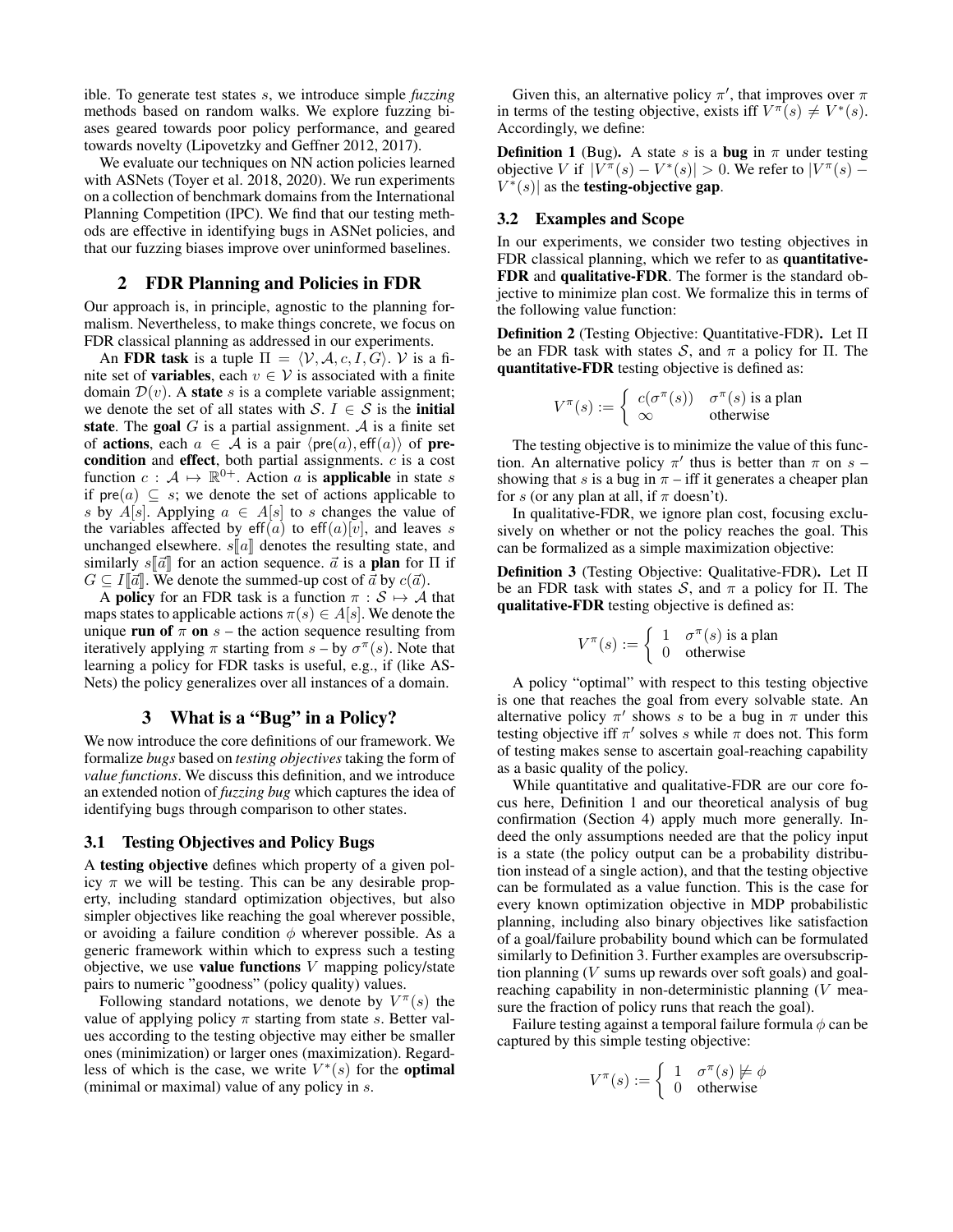ible. To generate test states $s$, we introduce simple *fuzzing* methods based on random walks. We explore fuzzing biases geared towards poor policy performance, and geared towards novelty (Lipovetzky and Geffner 2012, 2017).

We evaluate our techniques on NN action policies learned with ASNets (Toyer et al. 2018, 2020). We run experiments on a collection of benchmark domains from the International Planning Competition (IPC). We find that our testing methods are effective in identifying bugs in ASNet policies, and that our fuzzing biases improve over uninformed baselines.

## 2 FDR Planning and Policies in FDR

Our approach is, in principle, agnostic to the planning formalism. Nevertheless, to make things concrete, we focus on FDR classical planning as addressed in our experiments.

An **FDR task** is a tuple $\Pi = \langle \mathcal{V}, \mathcal{A}, c, I, G \rangle$. $\mathcal{V}$ is a finite set of **variables**, each $v \in \mathcal{V}$ is associated with a finite domain $\mathcal{D}(v)$. A **state** $s$ is a complete variable assignment; we denote the set of all states with $\mathcal{S}$. $I \in \mathcal{S}$ is the **initial state**. The **goal** $G$ is a partial assignment. $\mathcal{A}$ is a finite set of **actions**, each $a \in \mathcal{A}$ is a pair $\langle \mathsf{pre}(a), \mathsf{eff}(a) \rangle$ of **precondition** and **effect**, both partial assignments. $c$ is a cost function $c : \mathcal{A} \mapsto \mathbb{R}^{0+}$. Action $a$ is **applicable** in state $s$ if $\mathsf{pre}(a) \subseteq s$; we denote the set of actions applicable to $s$ by $A[s]$. Applying $a \in A[s]$ to $s$ changes the value of the variables affected by $\mathsf{eff}(a)$ to $\mathsf{eff}(a)[v]$, and leaves $s$ unchanged elsewhere. $s[\![a]\!]$ denotes the resulting state, and similarly $s[\![\vec{a}]\!]$ for an action sequence. $\vec{a}$ is a **plan** for $\Pi$ if $G \subseteq I[\![\vec{a}]\!]$. We denote the summed-up cost of $\vec{a}$ by $c(\vec{a})$.

A **policy** for an FDR task is a function $\pi : \mathcal{S} \mapsto \mathcal{A}$ that maps states to applicable actions $\pi(s) \in A[s]$. We denote the unique **run of** $\pi$ **on** $s$ – the action sequence resulting from iteratively applying $\pi$ starting from $s$ – by $\sigma^\pi(s)$. Note that learning a policy for FDR tasks is useful, e.g., if (like ASNets) the policy generalizes over all instances of a domain.

## 3 What is a "Bug" in a Policy?

We now introduce the core definitions of our framework. We formalize *bugs* based on *testing objectives* taking the form of *value functions*. We discuss this definition, and we introduce an extended notion of *fuzzing bug* which captures the idea of identifying bugs through comparison to other states.

### 3.1 Testing Objectives and Policy Bugs

A **testing objective** defines which property of a given policy $\pi$ we will be testing. This can be any desirable property, including standard optimization objectives, but also simpler objectives like reaching the goal wherever possible, or avoiding a failure condition $\phi$ wherever possible. As a generic framework within which to express such a testing objective, we use **value functions** $V$ mapping policy/state pairs to numeric "goodness" (policy quality) values.

Following standard notations, we denote by $V^\pi(s)$ the value of applying policy $\pi$ starting from state $s$. Better values according to the testing objective may either be smaller ones (minimization) or larger ones (maximization). Regardless of which is the case, we write $V^*(s)$ for the **optimal** (minimal or maximal) value of any policy in $s$.

Given this, an alternative policy $\pi'$, that improves over $\pi$ in terms of the testing objective, exists iff $V^\pi(s) \neq V^*(s)$. Accordingly, we define:

**Definition 1** (Bug). A state $s$ is a **bug** in $\pi$ under testing objective $V$ if $|V^\pi(s) - V^*(s)| > 0$. We refer to $|V^\pi(s) - V^*(s)|$ as the **testing-objective gap**.

### 3.2 Examples and Scope

In our experiments, we consider two testing objectives in FDR classical planning, which we refer to as **quantitative-FDR** and **qualitative-FDR**. The former is the standard objective to minimize plan cost. We formalize this in terms of the following value function:

**Definition 2** (Testing Objective: Quantitative-FDR). Let $\Pi$ be an FDR task with states $\mathcal{S}$, and $\pi$ a policy for $\Pi$. The **quantitative-FDR** testing objective is defined as:

$$V^\pi(s) := \begin{cases} c(\sigma^\pi(s)) & \sigma^\pi(s) \text{ is a plan} \\ \infty & \text{otherwise} \end{cases}$$

The testing objective is to minimize the value of this function. An alternative policy $\pi'$ thus is better than $\pi$ on $s$ – showing that $s$ is a bug in $\pi$ – iff it generates a cheaper plan for $s$ (or any plan at all, if $\pi$ doesn't).

In qualitative-FDR, we ignore plan cost, focusing exclusively on whether or not the policy reaches the goal. This can be formalized as a simple maximization objective:

**Definition 3** (Testing Objective: Qualitative-FDR). Let $\Pi$ be an FDR task with states $\mathcal{S}$, and $\pi$ a policy for $\Pi$. The **qualitative-FDR** testing objective is defined as:

$$V^\pi(s) := \begin{cases} 1 & \sigma^\pi(s) \text{ is a plan} \\ 0 & \text{otherwise} \end{cases}$$

A policy "optimal" with respect to this testing objective is one that reaches the goal from every solvable state. An alternative policy $\pi'$ shows $s$ to be a bug in $\pi$ under this testing objective iff $\pi'$ solves $s$ while $\pi$ does not. This form of testing makes sense to ascertain goal-reaching capability as a basic quality of the policy.

While quantitative and qualitative-FDR are our core focus here, Definition 1 and our theoretical analysis of bug confirmation (Section 4) apply much more generally. Indeed the only assumptions needed are that the policy input is a state (the policy output can be a probability distribution instead of a single action), and that the testing objective can be formulated as a value function. This is the case for every known optimization objective in MDP probabilistic planning, including also binary objectives like satisfaction of a goal/failure probability bound which can be formulated similarly to Definition 3. Further examples are oversubscription planning ($V$ sums up rewards over soft goals) and goal-reaching capability in non-deterministic planning ($V$ measure the fraction of policy runs that reach the goal).

Failure testing against a temporal failure formula $\phi$ can be captured by this simple testing objective:

$$V^\pi(s) := \begin{cases} 1 & \sigma^\pi(s) \not\models \phi \\ 0 & \text{otherwise} \end{cases}$$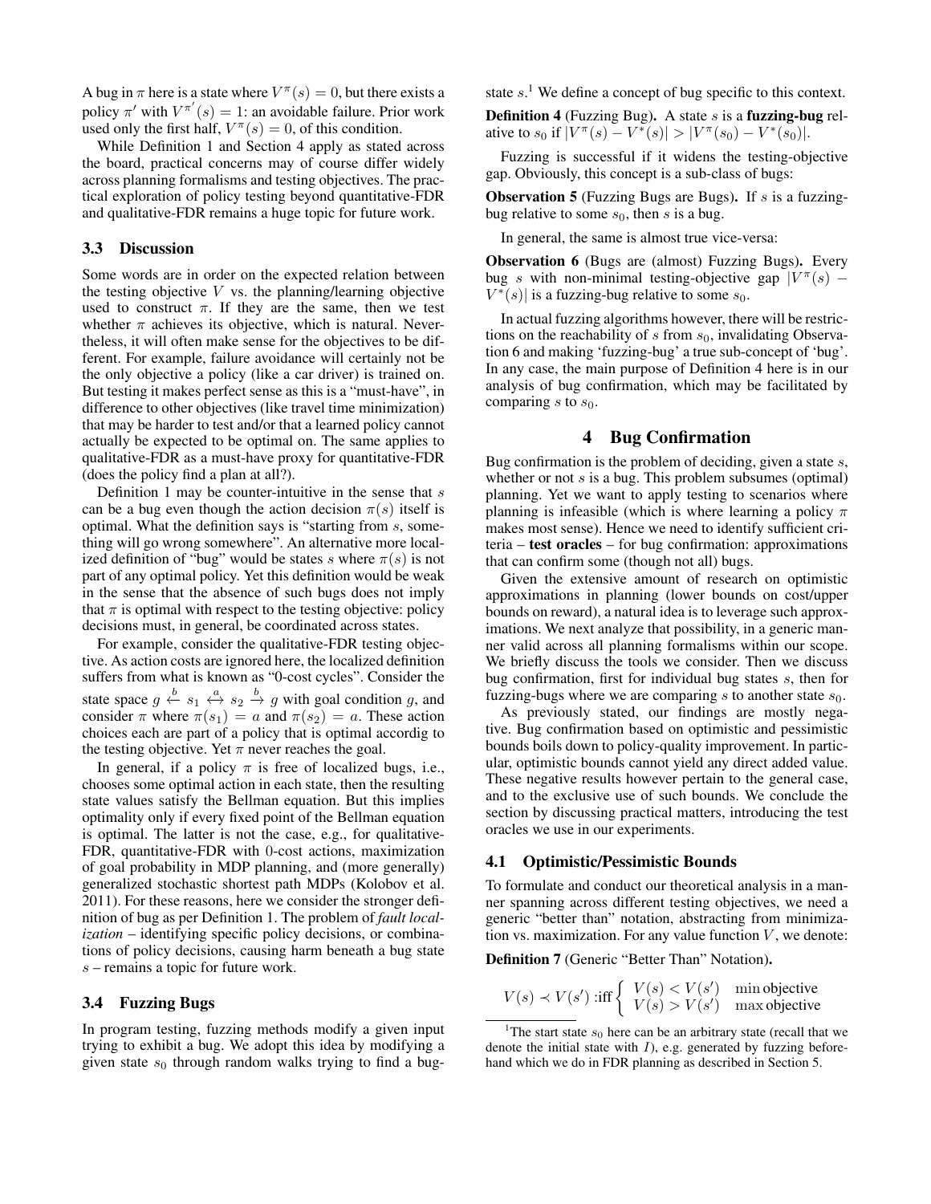A bug in $\pi$ here is a state where $V^\pi(s) = 0$, but there exists a policy $\pi'$ with $V^{\pi'}(s) = 1$: an avoidable failure. Prior work used only the first half, $V^\pi(s) = 0$, of this condition.

While Definition 1 and Section 4 apply as stated across the board, practical concerns may of course differ widely across planning formalisms and testing objectives. The practical exploration of policy testing beyond quantitative-FDR and qualitative-FDR remains a huge topic for future work.

### 3.3 Discussion

Some words are in order on the expected relation between the testing objective $V$ vs. the planning/learning objective used to construct $\pi$. If they are the same, then we test whether $\pi$ achieves its objective, which is natural. Nevertheless, it will often make sense for the objectives to be different. For example, failure avoidance will certainly not be the only objective a policy (like a car driver) is trained on. But testing it makes perfect sense as this is a "must-have", in difference to other objectives (like travel time minimization) that may be harder to test and/or that a learned policy cannot actually be expected to be optimal on. The same applies to qualitative-FDR as a must-have proxy for quantitative-FDR (does the policy find a plan at all?).

Definition 1 may be counter-intuitive in the sense that $s$ can be a bug even though the action decision $\pi(s)$ itself is optimal. What the definition says is "starting from $s$, something will go wrong somewhere". An alternative more localized definition of "bug" would be states $s$ where $\pi(s)$ is not part of any optimal policy. Yet this definition would be weak in the sense that the absence of such bugs does not imply that $\pi$ is optimal with respect to the testing objective: policy decisions must, in general, be coordinated across states.

For example, consider the qualitative-FDR testing objective. As action costs are ignored here, the localized definition suffers from what is known as "0-cost cycles". Consider the state space $g \xleftarrow{b} s_1 \xleftrightarrow{a} s_2 \xrightarrow{b} g$ with goal condition $g$, and consider $\pi$ where $\pi(s_1) = a$ and $\pi(s_2) = a$. These action choices each are part of a policy that is optimal accordig to the testing objective. Yet $\pi$ never reaches the goal.

In general, if a policy $\pi$ is free of localized bugs, i.e., chooses some optimal action in each state, then the resulting state values satisfy the Bellman equation. But this implies optimality only if every fixed point of the Bellman equation is optimal. The latter is not the case, e.g., for qualitative-FDR, quantitative-FDR with 0-cost actions, maximization of goal probability in MDP planning, and (more generally) generalized stochastic shortest path MDPs (Kolobov et al. 2011). For these reasons, here we consider the stronger definition of bug as per Definition 1. The problem of *fault localization* – identifying specific policy decisions, or combinations of policy decisions, causing harm beneath a bug state $s$ – remains a topic for future work.

### 3.4 Fuzzing Bugs

In program testing, fuzzing methods modify a given input trying to exhibit a bug. We adopt this idea by modifying a given state $s_0$ through random walks trying to find a bug-state $s$.[1] We define a concept of bug specific to this context.

**Definition 4** (Fuzzing Bug)**.** A state $s$ is a **fuzzing-bug** relative to $s_0$ if $|V^\pi(s) - V^*(s)| > |V^\pi(s_0) - V^*(s_0)|$.

Fuzzing is successful if it widens the testing-objective gap. Obviously, this concept is a sub-class of bugs:

**Observation 5** (Fuzzing Bugs are Bugs)**.** If $s$ is a fuzzing-bug relative to some $s_0$, then $s$ is a bug.

In general, the same is almost true vice-versa:

**Observation 6** (Bugs are (almost) Fuzzing Bugs)**.** Every bug $s$ with non-minimal testing-objective gap $|V^\pi(s) - V^*(s)|$ is a fuzzing-bug relative to some $s_0$.

In actual fuzzing algorithms however, there will be restrictions on the reachability of $s$ from $s_0$, invalidating Observation 6 and making 'fuzzing-bug' a true sub-concept of 'bug'. In any case, the main purpose of Definition 4 here is in our analysis of bug confirmation, which may be facilitated by comparing $s$ to $s_0$.

## 4 Bug Confirmation

Bug confirmation is the problem of deciding, given a state $s$, whether or not $s$ is a bug. This problem subsumes (optimal) planning. Yet we want to apply testing to scenarios where planning is infeasible (which is where learning a policy $\pi$ makes most sense). Hence we need to identify sufficient criteria – **test oracles** – for bug confirmation: approximations that can confirm some (though not all) bugs.

Given the extensive amount of research on optimistic approximations in planning (lower bounds on cost/upper bounds on reward), a natural idea is to leverage such approximations. We next analyze that possibility, in a generic manner valid across all planning formalisms within our scope. We briefly discuss the tools we consider. Then we discuss bug confirmation, first for individual bug states $s$, then for fuzzing-bugs where we are comparing $s$ to another state $s_0$.

As previously stated, our findings are mostly negative. Bug confirmation based on optimistic and pessimistic bounds boils down to policy-quality improvement. In particular, optimistic bounds cannot yield any direct added value. These negative results however pertain to the general case, and to the exclusive use of such bounds. We conclude the section by discussing practical matters, introducing the test oracles we use in our experiments.

### 4.1 Optimistic/Pessimistic Bounds

To formulate and conduct our theoretical analysis in a manner spanning across different testing objectives, we need a generic "better than" notation, abstracting from minimization vs. maximization. For any value function $V$, we denote:

**Definition 7** (Generic "Better Than" Notation)**.**

$$V(s) \prec V(s') \text{ :iff} \begin{cases} V(s) < V(s') & \min \text{objective} \\ V(s) > V(s') & \max \text{objective} \end{cases}$$

[1] The start state $s_0$ here can be an arbitrary state (recall that we denote the initial state with $I$), e.g. generated by fuzzing beforehand which we do in FDR planning as described in Section 5.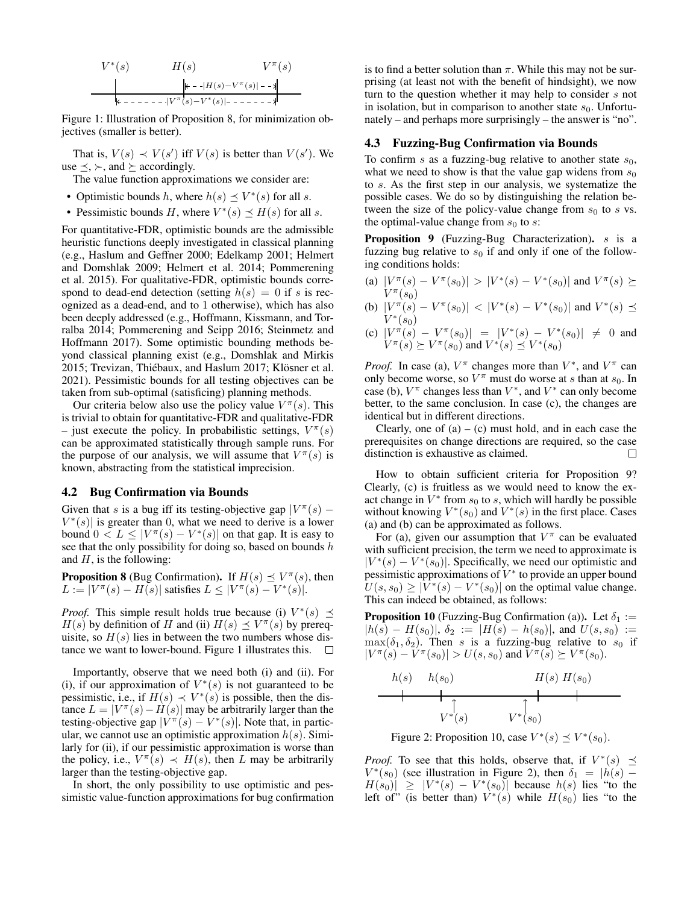Figure 1: Illustration of Proposition 8, for minimization objectives (smaller is better).

That is, $V(s) \prec V(s')$ iff $V(s)$ is better than $V(s')$. We use $\preceq$, $\succ$, and $\succeq$ accordingly.

The value function approximations we consider are:

- Optimistic bounds $h$, where $h(s) \preceq V^*(s)$ for all $s$.
- Pessimistic bounds $H$, where $V^*(s) \preceq H(s)$ for all $s$.

For quantitative-FDR, optimistic bounds are the admissible heuristic functions deeply investigated in classical planning (e.g., Haslum and Geffner 2000; Edelkamp 2001; Helmert and Domshlak 2009; Helmert et al. 2014; Pommerening et al. 2015). For qualitative-FDR, optimistic bounds correspond to dead-end detection (setting $h(s) = 0$ if $s$ is recognized as a dead-end, and to 1 otherwise), which has also been deeply addressed (e.g., Hoffmann, Kissmann, and Torralba 2014; Pommerening and Seipp 2016; Steinmetz and Hoffmann 2017). Some optimistic bounding methods beyond classical planning exist (e.g., Domshlak and Mirkis 2015; Trevizan, Thiébaux, and Haslum 2017; Klösner et al. 2021). Pessimistic bounds for all testing objectives can be taken from sub-optimal (satisficing) planning methods.

Our criteria below also use the policy value $V^\pi(s)$. This is trivial to obtain for quantitative-FDR and qualitative-FDR – just execute the policy. In probabilistic settings, $V^\pi(s)$ can be approximated statistically through sample runs. For the purpose of our analysis, we will assume that $V^\pi(s)$ is known, abstracting from the statistical imprecision.

## 4.2 Bug Confirmation via Bounds

Given that $s$ is a bug iff its testing-objective gap $|V^\pi(s) - V^*(s)|$ is greater than 0, what we need to derive is a lower bound $0 < L \leq |V^\pi(s) - V^*(s)|$ on that gap. It is easy to see that the only possibility for doing so, based on bounds $h$ and $H$, is the following:

**Proposition 8** (Bug Confirmation). *If $H(s) \preceq V^\pi(s)$, then $L := |V^\pi(s) - H(s)|$ satisfies $L \leq |V^\pi(s) - V^*(s)|$.*

*Proof.* This simple result holds true because (i) $V^*(s) \preceq H(s)$ by definition of $H$ and (ii) $H(s) \preceq V^\pi(s)$ by prerequisite, so $H(s)$ lies in between the two numbers whose distance we want to lower-bound. Figure 1 illustrates this. $\square$

Importantly, observe that we need both (i) and (ii). For (i), if our approximation of $V^*(s)$ is not guaranteed to be pessimistic, i.e., if $H(s) \prec V^*(s)$ is possible, then the distance $L = |V^\pi(s) - H(s)|$ may be arbitrarily larger than the testing-objective gap $|V^\pi(s) - V^*(s)|$. Note that, in particular, we cannot use an optimistic approximation $h(s)$. Similarly for (ii), if our pessimistic approximation is worse than the policy, i.e., $V^\pi(s) \prec H(s)$, then $L$ may be arbitrarily larger than the testing-objective gap.

In short, the only possibility to use optimistic and pessimistic value-function approximations for bug confirmation is to find a better solution than $\pi$. While this may not be surprising (at least not with the benefit of hindsight), we now turn to the question whether it may help to consider $s$ not in isolation, but in comparison to another state $s_0$. Unfortunately – and perhaps more surprisingly – the answer is "no".

## 4.3 Fuzzing-Bug Confirmation via Bounds

To confirm $s$ as a fuzzing-bug relative to another state $s_0$, what we need to show is that the value gap widens from $s_0$ to $s$. As the first step in our analysis, we systematize the possible cases. We do so by distinguishing the relation between the size of the policy-value change from $s_0$ to $s$ vs. the optimal-value change from $s_0$ to $s$:

**Proposition 9** (Fuzzing-Bug Characterization). *$s$ is a fuzzing bug relative to $s_0$ if and only if one of the following conditions holds:*

(a) $|V^\pi(s) - V^\pi(s_0)| > |V^*(s) - V^*(s_0)|$ and $V^\pi(s) \succeq V^\pi(s_0)$

(b) $|V^\pi(s) - V^\pi(s_0)| < |V^*(s) - V^*(s_0)|$ and $V^*(s) \preceq V^*(s_0)$

(c) $|V^\pi(s) - V^\pi(s_0)| = |V^*(s) - V^*(s_0)| \neq 0$ and $V^\pi(s) \succeq V^\pi(s_0)$ and $V^*(s) \preceq V^*(s_0)$

*Proof.* In case (a), $V^\pi$ changes more than $V^*$, and $V^\pi$ can only become worse, so $V^\pi$ must do worse at $s$ than at $s_0$. In case (b), $V^\pi$ changes less than $V^*$, and $V^*$ can only become better, to the same conclusion. In case (c), the changes are identical but in different directions.

Clearly, one of (a) – (c) must hold, and in each case the prerequisites on change directions are required, so the case distinction is exhaustive as claimed. $\square$

How to obtain sufficient criteria for Proposition 9? Clearly, (c) is fruitless as we would need to know the exact change in $V^*$ from $s_0$ to $s$, which will hardly be possible without knowing $V^*(s_0)$ and $V^*(s)$ in the first place. Cases (a) and (b) can be approximated as follows.

For (a), given our assumption that $V^\pi$ can be evaluated with sufficient precision, the term we need to approximate is $|V^*(s) - V^*(s_0)|$. Specifically, we need our optimistic and pessimistic approximations of $V^*$ to provide an upper bound $U(s, s_0) \geq |V^*(s) - V^*(s_0)|$ on the optimal value change. This can indeed be obtained, as follows:

**Proposition 10** (Fuzzing-Bug Confirmation (a)). *Let $\delta_1 := |h(s) - H(s_0)|$, $\delta_2 := |H(s) - h(s_0)|$, and $U(s, s_0) := \max(\delta_1, \delta_2)$. Then $s$ is a fuzzing-bug relative to $s_0$ if $|V^\pi(s) - V^\pi(s_0)| > U(s, s_0)$ and $V^\pi(s) \succeq V^\pi(s_0)$.*

Figure 2: Proposition 10, case $V^*(s) \preceq V^*(s_0)$.

*Proof.* To see that this holds, observe that, if $V^*(s) \preceq V^*(s_0)$ (see illustration in Figure 2), then $\delta_1 = |h(s) - H(s_0)| \geq |V^*(s) - V^*(s_0)|$ because $h(s)$ lies "to the left of" (is better than) $V^*(s)$ while $H(s_0)$ lies "to the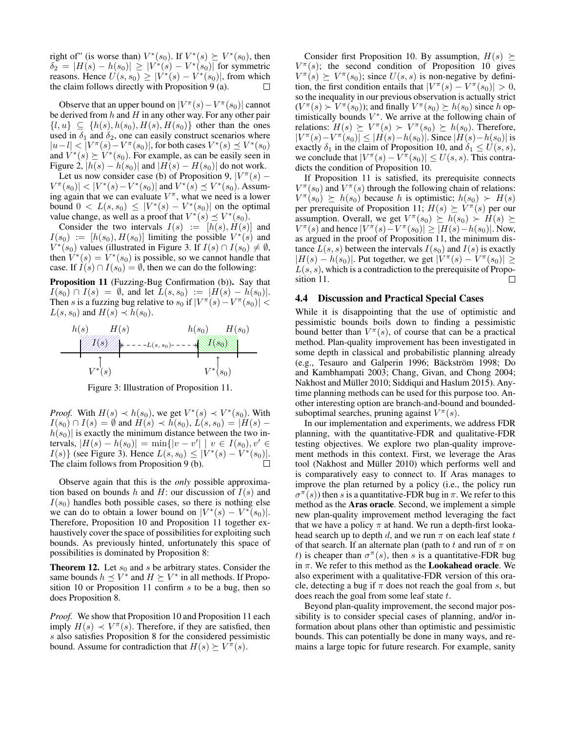right of" (is worse than) $V^*(s_0)$. If $V^*(s) \succeq V^*(s_0)$, then $\delta_2 = |H(s) - h(s_0)| \geq |V^*(s) - V^*(s_0)|$ for symmetric reasons. Hence $U(s, s_0) \geq |V^*(s) - V^*(s_0)|$, from which the claim follows directly with Proposition 9 (a). □

Observe that an upper bound on $|V^\pi(s) - V^\pi(s_0)|$ cannot be derived from $h$ and $H$ in any other way. For any other pair $\{l, u\} \subseteq \{h(s), h(s_0), H(s), H(s_0)\}$ other than the ones used in $\delta_1$ and $\delta_2$, one can easily construct scenarios where $|u - l| < |V^\pi(s) - V^\pi(s_0)|$, for both cases $V^*(s) \preceq V^*(s_0)$ and $V^*(s) \succeq V^*(s_0)$. For example, as can be easily seen in Figure 2, $|h(s) - h(s_0)|$ and $|H(s) - H(s_0)|$ do not work.

Let us now consider case (b) of Proposition 9, $|V^\pi(s) - V^\pi(s_0)| < |V^*(s) - V^*(s_0)|$ and $V^*(s) \preceq V^*(s_0)$. Assuming again that we can evaluate $V^\pi$, what we need is a lower bound $0 < L(s, s_0) \leq |V^*(s) - V^*(s_0)|$ on the optimal value change, as well as a proof that $V^*(s) \preceq V^*(s_0)$.

Consider the two intervals $I(s) := [h(s), H(s)]$ and $I(s_0) := [h(s_0), H(s_0)]$ limiting the possible $V^*(s)$ and $V^*(s_0)$ values (illustrated in Figure 3. If $I(s) \cap I(s_0) \neq \emptyset$, then $V^*(s) = V^*(s_0)$ is possible, so we cannot handle that case. If $I(s) \cap I(s_0) = \emptyset$, then we can do the following:

**Proposition 11** (Fuzzing-Bug Confirmation (b))**.** Say that $I(s_0) \cap I(s) = \emptyset$, and let $L(s, s_0) := |H(s) - h(s_0)|$. Then $s$ is a fuzzing bug relative to $s_0$ if $|V^\pi(s) - V^\pi(s_0)| < L(s, s_0)$ and $H(s) \prec h(s_0)$.

Figure 3: Illustration of Proposition 11.

*Proof.* With $H(s) \prec h(s_0)$, we get $V^*(s) \prec V^*(s_0)$. With $I(s_0) \cap I(s) = \emptyset$ and $H(s) \prec h(s_0)$, $L(s, s_0) = |H(s) - h(s_0)|$ is exactly the minimum distance between the two intervals, $|H(s) - h(s_0)| = \min\{|v - v'| \mid v \in I(s_0), v' \in I(s)\}$ (see Figure 3). Hence $L(s, s_0) \leq |V^*(s) - V^*(s_0)|$. The claim follows from Proposition 9 (b). □

Observe again that this is the *only* possible approximation based on bounds $h$ and $H$: our discussion of $I(s)$ and $I(s_0)$ handles both possible cases, so there is nothing else we can do to obtain a lower bound on $|V^*(s) - V^*(s_0)|$. Therefore, Proposition 10 and Proposition 11 together exhaustively cover the space of possibilities for exploiting such bounds. As previously hinted, unfortunately this space of possibilities is dominated by Proposition 8:

**Theorem 12.** *Let $s_0$ and $s$ be arbitrary states. Consider the same bounds $h \preceq V^*$ and $H \succeq V^*$ in all methods. If Proposition 10 or Proposition 11 confirm $s$ to be a bug, then so does Proposition 8.*

*Proof.* We show that Proposition 10 and Proposition 11 each imply $H(s) \prec V^\pi(s)$. Therefore, if they are satisfied, then $s$ also satisfies Proposition 8 for the considered pessimistic bound. Assume for contradiction that $H(s) \succeq V^\pi(s)$.

Consider first Proposition 10. By assumption, $H(s) \succeq V^\pi(s)$; the second condition of Proposition 10 gives $V^\pi(s) \succeq V^\pi(s_0)$; since $U(s, s)$ is non-negative by definition, the first condition entails that $|V^\pi(s) - V^\pi(s_0)| > 0$, so the inequality in our previous observation is actually strict ($V^\pi(s) \succ V^\pi(s_0)$); and finally $V^\pi(s_0) \succeq h(s_0)$ since $h$ optimistically bounds $V^*$. We arrive at the following chain of relations: $H(s) \succeq V^\pi(s) \succ V^\pi(s_0) \succeq h(s_0)$. Therefore, $|V^\pi(s) - V^\pi(s_0)| \leq |H(s) - h(s_0)|$. Since $|H(s) - h(s_0)|$ is exactly $\delta_1$ in the claim of Proposition 10, and $\delta_1 \leq U(s, s)$, we conclude that $|V^\pi(s) - V^\pi(s_0)| \leq U(s, s)$. This contradicts the condition of Proposition 10.

If Proposition 11 is satisfied, its prerequisite connects $V^\pi(s_0)$ and $V^\pi(s)$ through the following chain of relations: $V^\pi(s_0) \succeq h(s_0)$ because $h$ is optimistic; $h(s_0) \succ H(s)$ per prerequisite of Proposition 11; $H(s) \succeq V^\pi(s)$ per our assumption. Overall, we get $V^\pi(s_0) \succeq h(s_0) \succ H(s) \succeq V^\pi(s)$ and hence $|V^\pi(s) - V^\pi(s_0)| \geq |H(s) - h(s_0)|$. Now, as argued in the proof of Proposition 11, the minimum distance $L(s, s)$ between the intervals $I(s_0)$ and $I(s)$ is exactly $|H(s) - h(s_0)|$. Put together, we get $|V^\pi(s) - V^\pi(s_0)| \geq L(s, s)$, which is a contradiction to the prerequisite of Proposition 11. □

### 4.4 Discussion and Practical Special Cases

While it is disappointing that the use of optimistic and pessimistic bounds boils down to finding a pessimistic bound better than $V^\pi(s)$, of course that can be a practical method. Plan-quality improvement has been investigated in some depth in classical and probabilistic planning already (e.g., Tesauro and Galperin 1996; Bäckström 1998; Do and Kambhampati 2003; Chang, Givan, and Chong 2004; Nakhost and Müller 2010; Siddiqui and Haslum 2015). Anytime planning methods can be used for this purpose too. Another interesting option are branch-and-bound and bounded-suboptimal searches, pruning against $V^\pi(s)$.

In our implementation and experiments, we address FDR planning, with the quantitative-FDR and qualitative-FDR testing objectives. We explore two plan-quality improvement methods in this context. First, we leverage the Aras tool (Nakhost and Müller 2010) which performs well and is comparatively easy to connect to. If Aras manages to improve the plan returned by a policy (i.e., the policy run $\sigma^\pi(s)$) then $s$ is a quantitative-FDR bug in $\pi$. We refer to this method as the **Aras oracle**. Second, we implement a simple new plan-quality improvement method leveraging the fact that we have a policy $\pi$ at hand. We run a depth-first lookahead search up to depth $d$, and we run $\pi$ on each leaf state $t$ of that search. If an alternate plan (path to $t$ and run of $\pi$ on $t$) is cheaper than $\sigma^\pi(s)$, then $s$ is a quantitative-FDR bug in $\pi$. We refer to this method as the **Lookahead oracle**. We also experiment with a qualitative-FDR version of this oracle, detecting a bug if $\pi$ does not reach the goal from $s$, but does reach the goal from some leaf state $t$.

Beyond plan-quality improvement, the second major possibility is to consider special cases of planning, and/or information about plans other than optimistic and pessimistic bounds. This can potentially be done in many ways, and remains a large topic for future research. For example, sanity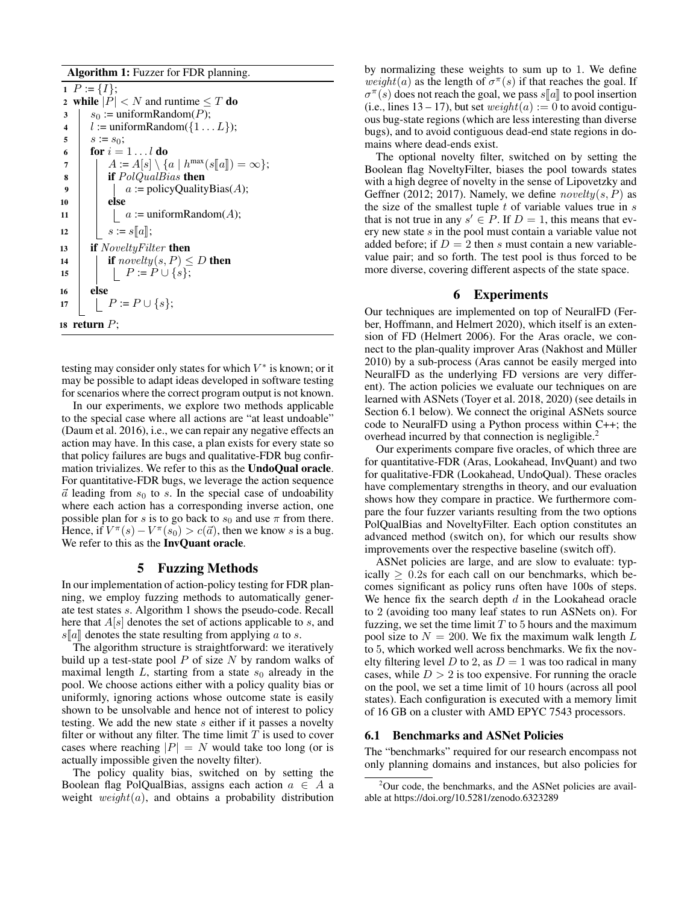**Algorithm 1:** Fuzzer for FDR planning.

```
1  P := {I};
2  while |P| < N and runtime ≤ T do
3      s_0 := uniformRandom(P);
4      l := uniformRandom({1 . . . L});
5      s := s_0;
6      for i = 1 . . . l do
7          A := A[s] \ {a | h^max(s[[a]]) = ∞};
8          if PolQualBias then
9              a := policyQualityBias(A);
10         else
11             a := uniformRandom(A);
12         s := s[[a]];
13     if NoveltyFilter then
14         if novelty(s, P) ≤ D then
15             P := P ∪ {s};
16     else
17         P := P ∪ {s};
18 return P;
```

testing may consider only states for which $V^*$ is known; or it may be possible to adapt ideas developed in software testing for scenarios where the correct program output is not known.

In our experiments, we explore two methods applicable to the special case where all actions are "at least undoable" (Daum et al. 2016), i.e., we can repair any negative effects an action may have. In this case, a plan exists for every state so that policy failures are bugs and qualitative-FDR bug confirmation trivializes. We refer to this as the **UndoQual oracle**. For quantitative-FDR bugs, we leverage the action sequence $\vec{a}$ leading from $s_0$ to $s$. In the special case of undoability where each action has a corresponding inverse action, one possible plan for $s$ is to go back to $s_0$ and use $\pi$ from there. Hence, if $V^\pi(s) - V^\pi(s_0) > c(\vec{a})$, then we know $s$ is a bug. We refer to this as the **InvQuant oracle**.

## 5 Fuzzing Methods

In our implementation of action-policy testing for FDR planning, we employ fuzzing methods to automatically generate test states $s$. Algorithm 1 shows the pseudo-code. Recall here that $A[s]$ denotes the set of actions applicable to $s$, and $s[\![a]\!]$ denotes the state resulting from applying $a$ to $s$.

The algorithm structure is straightforward: we iteratively build up a test-state pool $P$ of size $N$ by random walks of maximal length $L$, starting from a state $s_0$ already in the pool. We choose actions either with a policy quality bias or uniformly, ignoring actions whose outcome state is easily shown to be unsolvable and hence not of interest to policy testing. We add the new state $s$ either if it passes a novelty filter or without any filter. The time limit $T$ is used to cover cases where reaching $|P| = N$ would take too long (or is actually impossible given the novelty filter).

The policy quality bias, switched on by setting the Boolean flag PolQualBias, assigns each action $a \in A$ a weight $weight(a)$, and obtains a probability distribution by normalizing these weights to sum up to 1. We define $weight(a)$ as the length of $\sigma^\pi(s)$ if that reaches the goal. If $\sigma^\pi(s)$ does not reach the goal, we pass $s[\![a]\!]$ to pool insertion (i.e., lines 13 – 17), but set $weight(a) := 0$ to avoid contiguous bug-state regions (which are less interesting than diverse bugs), and to avoid contiguous dead-end state regions in domains where dead-ends exist.

The optional novelty filter, switched on by setting the Boolean flag NoveltyFilter, biases the pool towards states with a high degree of novelty in the sense of Lipovetzky and Geffner (2012; 2017). Namely, we define $novelty(s, P)$ as the size of the smallest tuple $t$ of variable values true in $s$ that is not true in any $s' \in P$. If $D = 1$, this means that every new state $s$ in the pool must contain a variable value not added before; if $D = 2$ then $s$ must contain a new variable-value pair; and so forth. The test pool is thus forced to be more diverse, covering different aspects of the state space.

## 6 Experiments

Our techniques are implemented on top of NeuralFD (Ferber, Hoffmann, and Helmert 2020), which itself is an extension of FD (Helmert 2006). For the Aras oracle, we connect to the plan-quality improver Aras (Nakhost and Müller 2010) by a sub-process (Aras cannot be easily merged into NeuralFD as the underlying FD versions are very different). The action policies we evaluate our techniques on are learned with ASNets (Toyer et al. 2018, 2020) (see details in Section 6.1 below). We connect the original ASNets source code to NeuralFD using a Python process within C++; the overhead incurred by that connection is negligible.[2]

Our experiments compare five oracles, of which three are for quantitative-FDR (Aras, Lookahead, InvQuant) and two for qualitative-FDR (Lookahead, UndoQual). These oracles have complementary strengths in theory, and our evaluation shows how they compare in practice. We furthermore compare the four fuzzer variants resulting from the two options PolQualBias and NoveltyFilter. Each option constitutes an advanced method (switch on), for which our results show improvements over the respective baseline (switch off).

ASNet policies are large, and are slow to evaluate: typically $\geq 0.2$s for each call on our benchmarks, which becomes significant as policy runs often have 100s of steps. We hence fix the search depth $d$ in the Lookahead oracle to 2 (avoiding too many leaf states to run ASNets on). For fuzzing, we set the time limit $T$ to 5 hours and the maximum pool size to $N = 200$. We fix the maximum walk length $L$ to 5, which worked well across benchmarks. We fix the novelty filtering level $D$ to 2, as $D = 1$ was too radical in many cases, while $D > 2$ is too expensive. For running the oracle on the pool, we set a time limit of 10 hours (across all pool states). Each configuration is executed with a memory limit of 16 GB on a cluster with AMD EPYC 7543 processors.

### 6.1 Benchmarks and ASNet Policies

The "benchmarks" required for our research encompass not only planning domains and instances, but also policies for

[2] Our code, the benchmarks, and the ASNet policies are available at https://doi.org/10.5281/zenodo.6323289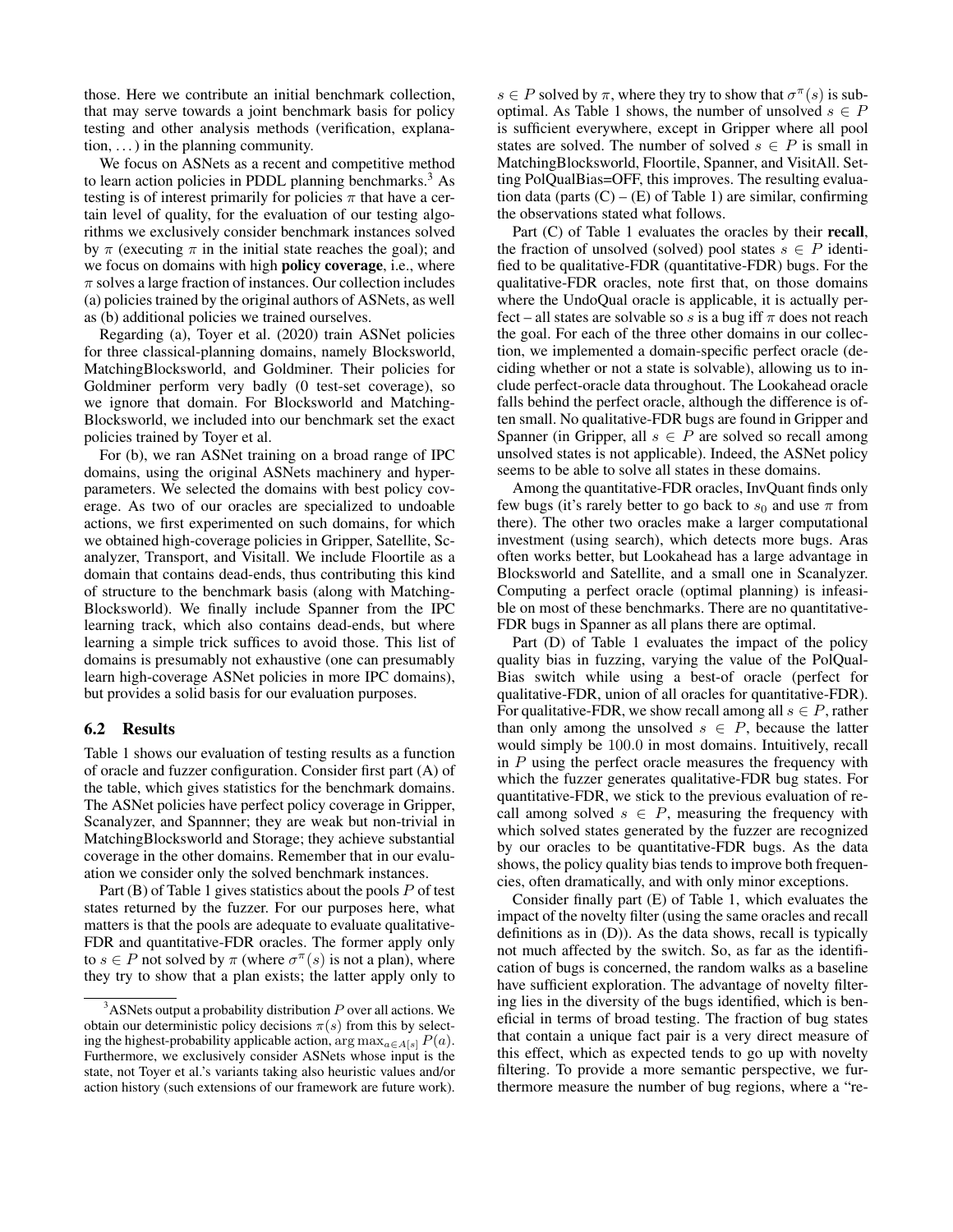those. Here we contribute an initial benchmark collection, that may serve towards a joint benchmark basis for policy testing and other analysis methods (verification, explanation, ...) in the planning community.

We focus on ASNets as a recent and competitive method to learn action policies in PDDL planning benchmarks.[3] As testing is of interest primarily for policies $\pi$ that have a certain level of quality, for the evaluation of our testing algorithms we exclusively consider benchmark instances solved by $\pi$ (executing $\pi$ in the initial state reaches the goal); and we focus on domains with high **policy coverage**, i.e., where $\pi$ solves a large fraction of instances. Our collection includes (a) policies trained by the original authors of ASNets, as well as (b) additional policies we trained ourselves.

Regarding (a), Toyer et al. (2020) train ASNet policies for three classical-planning domains, namely Blocksworld, MatchingBlocksworld, and Goldminer. Their policies for Goldminer perform very badly (0 test-set coverage), so we ignore that domain. For Blocksworld and Matching-Blocksworld, we included into our benchmark set the exact policies trained by Toyer et al.

For (b), we ran ASNet training on a broad range of IPC domains, using the original ASNets machinery and hyperparameters. We selected the domains with best policy coverage. As two of our oracles are specialized to undoable actions, we first experimented on such domains, for which we obtained high-coverage policies in Gripper, Satellite, Scanalyzer, Transport, and Visitall. We include Floortile as a domain that contains dead-ends, thus contributing this kind of structure to the benchmark basis (along with Matching-Blocksworld). We finally include Spanner from the IPC learning track, which also contains dead-ends, but where learning a simple trick suffices to avoid those. This list of domains is presumably not exhaustive (one can presumably learn high-coverage ASNet policies in more IPC domains), but provides a solid basis for our evaluation purposes.

### 6.2 Results

Table 1 shows our evaluation of testing results as a function of oracle and fuzzer configuration. Consider first part (A) of the table, which gives statistics for the benchmark domains. The ASNet policies have perfect policy coverage in Gripper, Scanalyzer, and Spannner; they are weak but non-trivial in MatchingBlocksworld and Storage; they achieve substantial coverage in the other domains. Remember that in our evaluation we consider only the solved benchmark instances.

Part (B) of Table 1 gives statistics about the pools $P$ of test states returned by the fuzzer. For our purposes here, what matters is that the pools are adequate to evaluate qualitative-FDR and quantitative-FDR oracles. The former apply only to $s \in P$ not solved by $\pi$ (where $\sigma^\pi(s)$ is not a plan), where they try to show that a plan exists; the latter apply only to $s \in P$ solved by $\pi$, where they try to show that $\sigma^\pi(s)$ is sub-optimal. As Table 1 shows, the number of unsolved $s \in P$ is sufficient everywhere, except in Gripper where all pool states are solved. The number of solved $s \in P$ is small in MatchingBlocksworld, Floortile, Spanner, and VisitAll. Setting PolQualBias=OFF, this improves. The resulting evaluation data (parts (C) – (E) of Table 1) are similar, confirming the observations stated what follows.

Part (C) of Table 1 evaluates the oracles by their **recall**, the fraction of unsolved (solved) pool states $s \in P$ identified to be qualitative-FDR (quantitative-FDR) bugs. For the qualitative-FDR oracles, note first that, on those domains where the UndoQual oracle is applicable, it is actually perfect – all states are solvable so $s$ is a bug iff $\pi$ does not reach the goal. For each of the three other domains in our collection, we implemented a domain-specific perfect oracle (deciding whether or not a state is solvable), allowing us to include perfect-oracle data throughout. The Lookahead oracle falls behind the perfect oracle, although the difference is often small. No qualitative-FDR bugs are found in Gripper and Spanner (in Gripper, all $s \in P$ are solved so recall among unsolved states is not applicable). Indeed, the ASNet policy seems to be able to solve all states in these domains.

Among the quantitative-FDR oracles, InvQuant finds only few bugs (it's rarely better to go back to $s_0$ and use $\pi$ from there). The other two oracles make a larger computational investment (using search), which detects more bugs. Aras often works better, but Lookahead has a large advantage in Blocksworld and Satellite, and a small one in Scanalyzer. Computing a perfect oracle (optimal planning) is infeasible on most of these benchmarks. There are no quantitative-FDR bugs in Spanner as all plans there are optimal.

Part (D) of Table 1 evaluates the impact of the policy quality bias in fuzzing, varying the value of the PolQual-Bias switch while using a best-of oracle (perfect for qualitative-FDR, union of all oracles for quantitative-FDR). For qualitative-FDR, we show recall among all $s \in P$, rather than only among the unsolved $s \in P$, because the latter would simply be $100.0$ in most domains. Intuitively, recall in $P$ using the perfect oracle measures the frequency with which the fuzzer generates qualitative-FDR bug states. For quantitative-FDR, we stick to the previous evaluation of recall among solved $s \in P$, measuring the frequency with which solved states generated by the fuzzer are recognized by our oracles to be quantitative-FDR bugs. As the data shows, the policy quality bias tends to improve both frequencies, often dramatically, and with only minor exceptions.

Consider finally part (E) of Table 1, which evaluates the impact of the novelty filter (using the same oracles and recall definitions as in (D)). As the data shows, recall is typically not much affected by the switch. So, as far as the identification of bugs is concerned, the random walks as a baseline have sufficient exploration. The advantage of novelty filtering lies in the diversity of the bugs identified, which is beneficial in terms of broad testing. The fraction of bug states that contain a unique fact pair is a very direct measure of this effect, which as expected tends to go up with novelty filtering. To provide a more semantic perspective, we furthermore measure the number of bug regions, where a "re-

[3] ASNets output a probability distribution $P$ over all actions. We obtain our deterministic policy decisions $\pi(s)$ from this by selecting the highest-probability applicable action, $\arg\max_{a \in A[s]} P(a)$. Furthermore, we exclusively consider ASNets whose input is the state, not Toyer et al.'s variants taking also heuristic values and/or action history (such extensions of our framework are future work).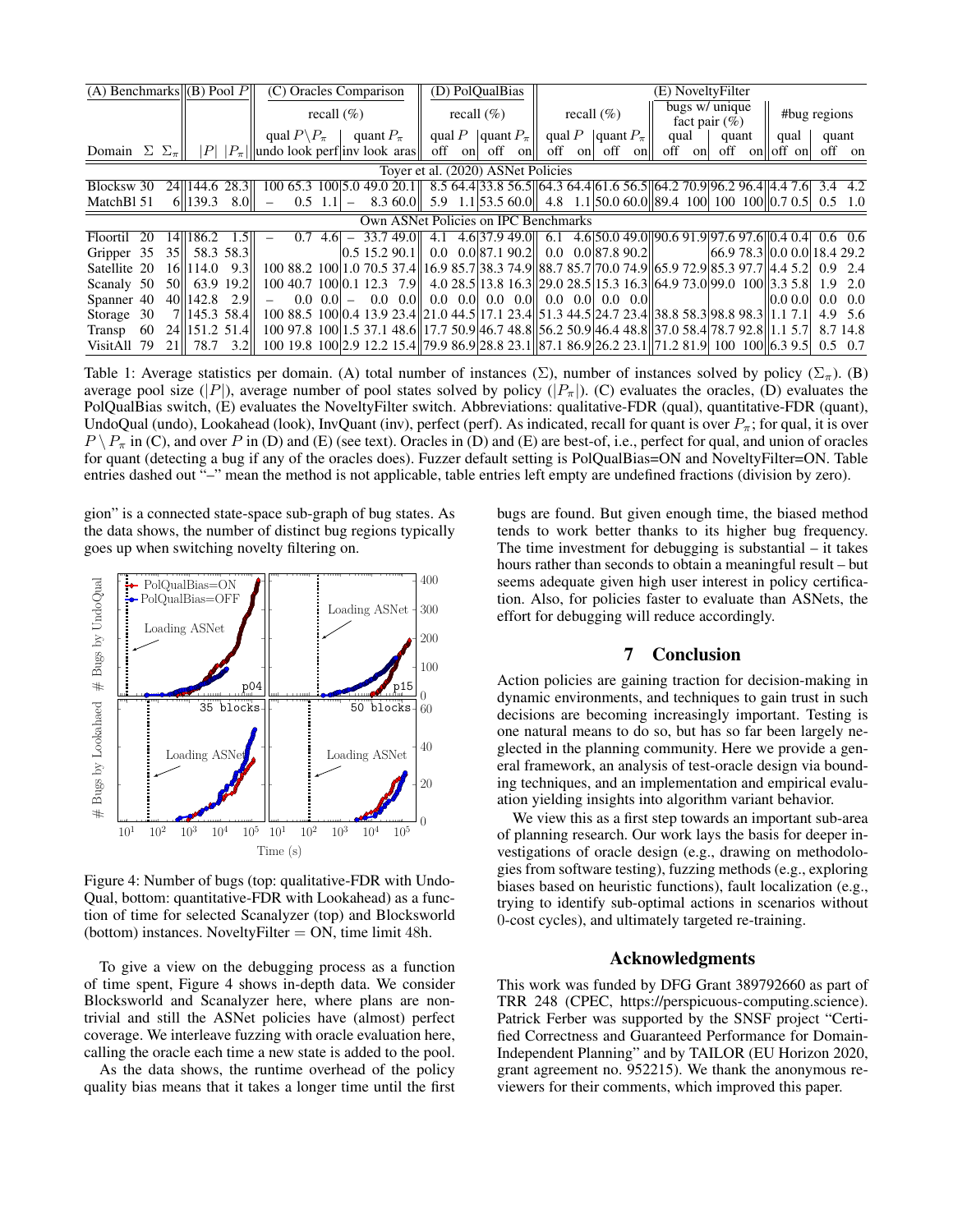| (A) Benchmarks | | | (B) Pool $P$ | | (C) Oracles Comparison | | | | | | (D) PolQualBias | | | | (E) NoveltyFilter | | | | | | | | | | | |
|---|---|---|---|---|---|---|---|---|---|---|---|---|---|---|---|---|---|---|---|---|---|---|---|---|---|---|
| | | | | | recall (%) | | | | | | recall (%) | | | | recall (%) | | | | bugs w/ unique fact pair (%) | | | | #bug regions | | | |
| | | | | | qual $P \setminus P_\pi$ | | | quant $P_\pi$ | | | qual $P$ | | quant $P_\pi$ | | qual $P$ | | quant $P_\pi$ | | qual | | quant | | qual | | quant | |
| Domain | $\Sigma$ | $\Sigma_\pi$ | $\lvert P\rvert$ | $\lvert P_\pi\rvert$ | undo | look | perf | inv | look | aras | off | on | off | on | off | on | off | on | off | on | off | on | off | on | off | on |
| Toyer et al. (2020) ASNet Policies | | | | | | | | | | | | | | | | | | | | | | | | | | |
| Blocksw | 30 | 24 | 144.6 | 28.3 | 100 | 65.3 | 100 | 5.0 | 49.0 | 20.1 | 8.5 | 64.4 | 33.8 | 56.5 | 64.3 | 64.4 | 61.6 | 56.5 | 64.2 | 70.9 | 96.2 | 96.4 | 4.4 | 7.6 | 3.4 | 4.2 |
| MatchBl | 51 | 6 | 139.3 | 8.0 | – | 0.5 | 1.1 | – | 8.3 | 60.0 | 5.9 | 1.1 | 53.5 | 60.0 | 4.8 | 1.1 | 50.0 | 60.0 | 89.4 | 100 | 100 | 100 | 0.7 | 0.5 | 0.5 | 1.0 |
| Own ASNet Policies on IPC Benchmarks | | | | | | | | | | | | | | | | | | | | | | | | | | |
| Floortil | 20 | 14 | 186.2 | 1.5 | – | 0.7 | 4.6 | – | 33.7 | 49.0 | 4.1 | 4.6 | 37.9 | 49.0 | 6.1 | 4.6 | 50.0 | 49.0 | 90.6 | 91.9 | 97.6 | 97.6 | 0.4 | 0.4 | 0.6 | 0.6 |
| Gripper | 35 | 35 | 58.3 | 58.3 | | | | 0.5 | 15.2 | 90.1 | 0.0 | 0.0 | 87.1 | 90.2 | 0.0 | 0.0 | 87.8 | 90.2 | | | 66.9 | 78.3 | 0.0 | 0.0 | 18.4 | 29.2 |
| Satellite | 20 | 16 | 114.0 | 9.3 | 100 | 88.2 | 100 | 1.0 | 70.5 | 37.4 | 16.9 | 85.7 | 38.3 | 74.9 | 88.7 | 85.7 | 70.0 | 74.9 | 65.9 | 72.9 | 85.3 | 97.7 | 4.4 | 5.2 | 0.9 | 2.4 |
| Scanaly | 50 | 50 | 63.9 | 19.2 | 100 | 40.7 | 100 | 0.1 | 12.3 | 7.9 | 4.0 | 28.5 | 13.8 | 16.3 | 29.0 | 28.5 | 15.3 | 16.3 | 64.9 | 73.0 | 99.0 | 100 | 3.3 | 5.8 | 1.9 | 2.0 |
| Spanner | 40 | 40 | 142.8 | 2.9 | – | 0.0 | 0.0 | – | 0.0 | 0.0 | 0.0 | 0.0 | 0.0 | 0.0 | 0.0 | 0.0 | 0.0 | 0.0 | | | | | 0.0 | 0.0 | 0.0 | 0.0 |
| Storage | 30 | 7 | 145.3 | 58.4 | 100 | 88.5 | 100 | 0.4 | 13.9 | 23.4 | 21.0 | 44.5 | 17.1 | 23.4 | 51.3 | 44.5 | 24.7 | 23.4 | 38.8 | 58.3 | 98.8 | 98.3 | 1.1 | 7.1 | 4.9 | 5.6 |
| Transp | 60 | 24 | 151.2 | 51.4 | 100 | 97.8 | 100 | 1.5 | 37.1 | 48.6 | 17.7 | 50.9 | 46.7 | 48.8 | 56.2 | 50.9 | 46.4 | 48.8 | 37.0 | 58.4 | 78.7 | 92.8 | 1.1 | 5.7 | 8.7 | 14.8 |
| VisitAll | 79 | 21 | 78.7 | 3.2 | 100 | 19.8 | 100 | 2.9 | 12.2 | 15.4 | 79.9 | 86.9 | 28.8 | 23.1 | 87.1 | 86.9 | 26.2 | 23.1 | 71.2 | 81.9 | 100 | 100 | 6.3 | 9.5 | 0.5 | 0.7 |

Table 1: Average statistics per domain. (A) total number of instances ($\Sigma$), number of instances solved by policy ($\Sigma_\pi$). (B) average pool size ($|P|$), average number of pool states solved by policy ($|P_\pi|$). (C) evaluates the oracles, (D) evaluates the PolQualBias switch, (E) evaluates the NoveltyFilter switch. Abbreviations: qualitative-FDR (qual), quantitative-FDR (quant), UndoQual (undo), Lookahead (look), InvQuant (inv), perfect (perf). As indicated, recall for quant is over $P_\pi$; for qual, it is over $P \setminus P_\pi$ in (C), and over $P$ in (D) and (E) (see text). Oracles in (D) and (E) are best-of, i.e., perfect for qual, and union of oracles for quant (detecting a bug if any of the oracles does). Fuzzer default setting is PolQualBias=ON and NoveltyFilter=ON. Table entries dashed out "–" mean the method is not applicable, table entries left empty are undefined fractions (division by zero).

gion" is a connected state-space sub-graph of bug states. As the data shows, the number of distinct bug regions typically goes up when switching novelty filtering on.

Figure 4: Number of bugs (top: qualitative-FDR with UndoQual, bottom: quantitative-FDR with Lookahead) as a function of time for selected Scanalyzer (top) and Blocksworld (bottom) instances. NoveltyFilter = ON, time limit 48h.

To give a view on the debugging process as a function of time spent, Figure 4 shows in-depth data. We consider Blocksworld and Scanalyzer here, where plans are non-trivial and still the ASNet policies have (almost) perfect coverage. We interleave fuzzing with oracle evaluation here, calling the oracle each time a new state is added to the pool.

As the data shows, the runtime overhead of the policy quality bias means that it takes a longer time until the first bugs are found. But given enough time, the biased method tends to work better thanks to its higher bug frequency. The time investment for debugging is substantial – it takes hours rather than seconds to obtain a meaningful result – but seems adequate given high user interest in policy certification. Also, for policies faster to evaluate than ASNets, the effort for debugging will reduce accordingly.

## 7 Conclusion

Action policies are gaining traction for decision-making in dynamic environments, and techniques to gain trust in such decisions are becoming increasingly important. Testing is one natural means to do so, but has so far been largely neglected in the planning community. Here we provide a general framework, an analysis of test-oracle design via bounding techniques, and an implementation and empirical evaluation yielding insights into algorithm variant behavior.

We view this as a first step towards an important sub-area of planning research. Our work lays the basis for deeper investigations of oracle design (e.g., drawing on methodologies from software testing), fuzzing methods (e.g., exploring biases based on heuristic functions), fault localization (e.g., trying to identify sub-optimal actions in scenarios without 0-cost cycles), and ultimately targeted re-training.

## Acknowledgments

This work was funded by DFG Grant 389792660 as part of TRR 248 (CPEC, https://perspicuous-computing.science). Patrick Ferber was supported by the SNSF project "Certified Correctness and Guaranteed Performance for Domain-Independent Planning" and by TAILOR (EU Horizon 2020, grant agreement no. 952215). We thank the anonymous reviewers for their comments, which improved this paper.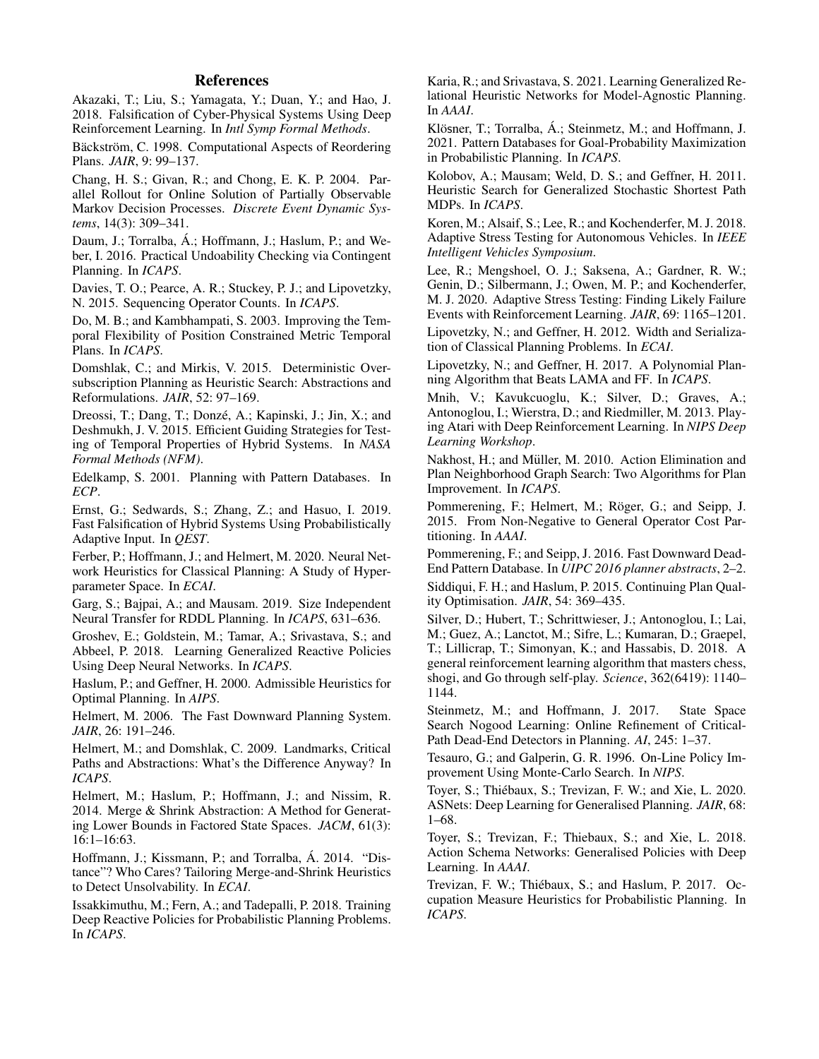## References

Akazaki, T.; Liu, S.; Yamagata, Y.; Duan, Y.; and Hao, J. 2018. Falsification of Cyber-Physical Systems Using Deep Reinforcement Learning. In *Intl Symp Formal Methods*.

Bäckström, C. 1998. Computational Aspects of Reordering Plans. *JAIR*, 9: 99–137.

Chang, H. S.; Givan, R.; and Chong, E. K. P. 2004. Parallel Rollout for Online Solution of Partially Observable Markov Decision Processes. *Discrete Event Dynamic Systems*, 14(3): 309–341.

Daum, J.; Torralba, Á.; Hoffmann, J.; Haslum, P.; and Weber, I. 2016. Practical Undoability Checking via Contingent Planning. In *ICAPS*.

Davies, T. O.; Pearce, A. R.; Stuckey, P. J.; and Lipovetzky, N. 2015. Sequencing Operator Counts. In *ICAPS*.

Do, M. B.; and Kambhampati, S. 2003. Improving the Temporal Flexibility of Position Constrained Metric Temporal Plans. In *ICAPS*.

Domshlak, C.; and Mirkis, V. 2015. Deterministic Oversubscription Planning as Heuristic Search: Abstractions and Reformulations. *JAIR*, 52: 97–169.

Dreossi, T.; Dang, T.; Donzé, A.; Kapinski, J.; Jin, X.; and Deshmukh, J. V. 2015. Efficient Guiding Strategies for Testing of Temporal Properties of Hybrid Systems. In *NASA Formal Methods (NFM)*.

Edelkamp, S. 2001. Planning with Pattern Databases. In *ECP*.

Ernst, G.; Sedwards, S.; Zhang, Z.; and Hasuo, I. 2019. Fast Falsification of Hybrid Systems Using Probabilistically Adaptive Input. In *QEST*.

Ferber, P.; Hoffmann, J.; and Helmert, M. 2020. Neural Network Heuristics for Classical Planning: A Study of Hyperparameter Space. In *ECAI*.

Garg, S.; Bajpai, A.; and Mausam. 2019. Size Independent Neural Transfer for RDDL Planning. In *ICAPS*, 631–636.

Groshev, E.; Goldstein, M.; Tamar, A.; Srivastava, S.; and Abbeel, P. 2018. Learning Generalized Reactive Policies Using Deep Neural Networks. In *ICAPS*.

Haslum, P.; and Geffner, H. 2000. Admissible Heuristics for Optimal Planning. In *AIPS*.

Helmert, M. 2006. The Fast Downward Planning System. *JAIR*, 26: 191–246.

Helmert, M.; and Domshlak, C. 2009. Landmarks, Critical Paths and Abstractions: What's the Difference Anyway? In *ICAPS*.

Helmert, M.; Haslum, P.; Hoffmann, J.; and Nissim, R. 2014. Merge & Shrink Abstraction: A Method for Generating Lower Bounds in Factored State Spaces. *JACM*, 61(3): 16:1–16:63.

Hoffmann, J.; Kissmann, P.; and Torralba, Á. 2014. "Distance"? Who Cares? Tailoring Merge-and-Shrink Heuristics to Detect Unsolvability. In *ECAI*.

Issakkimuthu, M.; Fern, A.; and Tadepalli, P. 2018. Training Deep Reactive Policies for Probabilistic Planning Problems. In *ICAPS*.

Karia, R.; and Srivastava, S. 2021. Learning Generalized Relational Heuristic Networks for Model-Agnostic Planning. In *AAAI*.

Klösner, T.; Torralba, Á.; Steinmetz, M.; and Hoffmann, J. 2021. Pattern Databases for Goal-Probability Maximization in Probabilistic Planning. In *ICAPS*.

Kolobov, A.; Mausam; Weld, D. S.; and Geffner, H. 2011. Heuristic Search for Generalized Stochastic Shortest Path MDPs. In *ICAPS*.

Koren, M.; Alsaif, S.; Lee, R.; and Kochenderfer, M. J. 2018. Adaptive Stress Testing for Autonomous Vehicles. In *IEEE Intelligent Vehicles Symposium*.

Lee, R.; Mengshoel, O. J.; Saksena, A.; Gardner, R. W.; Genin, D.; Silbermann, J.; Owen, M. P.; and Kochenderfer, M. J. 2020. Adaptive Stress Testing: Finding Likely Failure Events with Reinforcement Learning. *JAIR*, 69: 1165–1201.

Lipovetzky, N.; and Geffner, H. 2012. Width and Serialization of Classical Planning Problems. In *ECAI*.

Lipovetzky, N.; and Geffner, H. 2017. A Polynomial Planning Algorithm that Beats LAMA and FF. In *ICAPS*.

Mnih, V.; Kavukcuoglu, K.; Silver, D.; Graves, A.; Antonoglou, I.; Wierstra, D.; and Riedmiller, M. 2013. Playing Atari with Deep Reinforcement Learning. In *NIPS Deep Learning Workshop*.

Nakhost, H.; and Müller, M. 2010. Action Elimination and Plan Neighborhood Graph Search: Two Algorithms for Plan Improvement. In *ICAPS*.

Pommerening, F.; Helmert, M.; Röger, G.; and Seipp, J. 2015. From Non-Negative to General Operator Cost Partitioning. In *AAAI*.

Pommerening, F.; and Seipp, J. 2016. Fast Downward Dead-End Pattern Database. In *UIPC 2016 planner abstracts*, 2–2.

Siddiqui, F. H.; and Haslum, P. 2015. Continuing Plan Quality Optimisation. *JAIR*, 54: 369–435.

Silver, D.; Hubert, T.; Schrittwieser, J.; Antonoglou, I.; Lai, M.; Guez, A.; Lanctot, M.; Sifre, L.; Kumaran, D.; Graepel, T.; Lillicrap, T.; Simonyan, K.; and Hassabis, D. 2018. A general reinforcement learning algorithm that masters chess, shogi, and Go through self-play. *Science*, 362(6419): 1140–1144.

Steinmetz, M.; and Hoffmann, J. 2017. State Space Search Nogood Learning: Online Refinement of Critical-Path Dead-End Detectors in Planning. *AI*, 245: 1–37.

Tesauro, G.; and Galperin, G. R. 1996. On-Line Policy Improvement Using Monte-Carlo Search. In *NIPS*.

Toyer, S.; Thiébaux, S.; Trevizan, F. W.; and Xie, L. 2020. ASNets: Deep Learning for Generalised Planning. *JAIR*, 68: 1–68.

Toyer, S.; Trevizan, F.; Thiebaux, S.; and Xie, L. 2018. Action Schema Networks: Generalised Policies with Deep Learning. In *AAAI*.

Trevizan, F. W.; Thiébaux, S.; and Haslum, P. 2017. Occupation Measure Heuristics for Probabilistic Planning. In *ICAPS*.